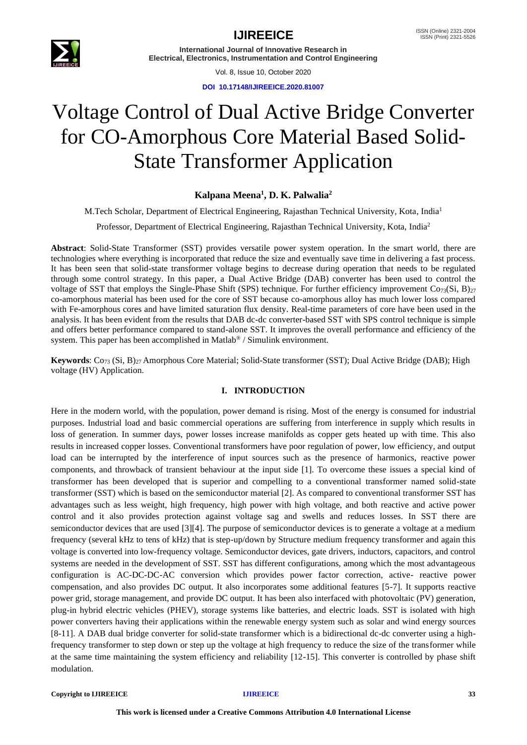# Voltage Control of Dual Active Bridge Converter for CO-Amorphous Core Material Based Solid-State Transformer Application

**Kalpana Meena[1], D. K. Palwalia[2]**

M.Tech Scholar, Department of Electrical Engineering, Rajasthan Technical University, Kota, India[1]

Professor, Department of Electrical Engineering, Rajasthan Technical University, Kota, India[2]

**Abstract**: Solid-State Transformer (SST) provides versatile power system operation. In the smart world, there are technologies where everything is incorporated that reduce the size and eventually save time in delivering a fast process. It has been seen that solid-state transformer voltage begins to decrease during operation that needs to be regulated through some control strategy. In this paper, a Dual Active Bridge (DAB) converter has been used to control the voltage of SST that employs the Single-Phase Shift (SPS) technique. For further efficiency improvement $Co_{73}(Si, B)_{27}$ co-amorphous material has been used for the core of SST because co-amorphous alloy has much lower loss compared with Fe-amorphous cores and have limited saturation flux density. Real-time parameters of core have been used in the analysis. It has been evident from the results that DAB dc-dc converter-based SST with SPS control technique is simple and offers better performance compared to stand-alone SST. It improves the overall performance and efficiency of the system. This paper has been accomplished in Matlab® / Simulink environment.

**Keywords**: $Co_{73}$ $(Si, B)_{27}$ Amorphous Core Material; Solid-State transformer (SST); Dual Active Bridge (DAB); High voltage (HV) Application.

## I. INTRODUCTION

Here in the modern world, with the population, power demand is rising. Most of the energy is consumed for industrial purposes. Industrial load and basic commercial operations are suffering from interference in supply which results in loss of generation. In summer days, power losses increase manifolds as copper gets heated up with time. This also results in increased copper losses. Conventional transformers have poor regulation of power, low efficiency, and output load can be interrupted by the interference of input sources such as the presence of harmonics, reactive power components, and throwback of transient behaviour at the input side [1]. To overcome these issues a special kind of transformer has been developed that is superior and compelling to a conventional transformer named solid-state transformer (SST) which is based on the semiconductor material [2]. As compared to conventional transformer SST has advantages such as less weight, high frequency, high power with high voltage, and both reactive and active power control and it also provides protection against voltage sag and swells and reduces losses. In SST there are semiconductor devices that are used [3][4]. The purpose of semiconductor devices is to generate a voltage at a medium frequency (several kHz to tens of kHz) that is step-up/down by Structure medium frequency transformer and again this voltage is converted into low-frequency voltage. Semiconductor devices, gate drivers, inductors, capacitors, and control systems are needed in the development of SST. SST has different configurations, among which the most advantageous configuration is AC-DC-DC-AC conversion which provides power factor correction, active- reactive power compensation, and also provides DC output. It also incorporates some additional features [5-7]. It supports reactive power grid, storage management, and provide DC output. It has been also interfaced with photovoltaic (PV) generation, plug-in hybrid electric vehicles (PHEV), storage systems like batteries, and electric loads. SST is isolated with high power converters having their applications within the renewable energy system such as solar and wind energy sources [8-11]. A DAB dual bridge converter for solid-state transformer which is a bidirectional dc-dc converter using a high-frequency transformer to step down or step up the voltage at high frequency to reduce the size of the transformer while at the same time maintaining the system efficiency and reliability [12-15]. This converter is controlled by phase shift modulation.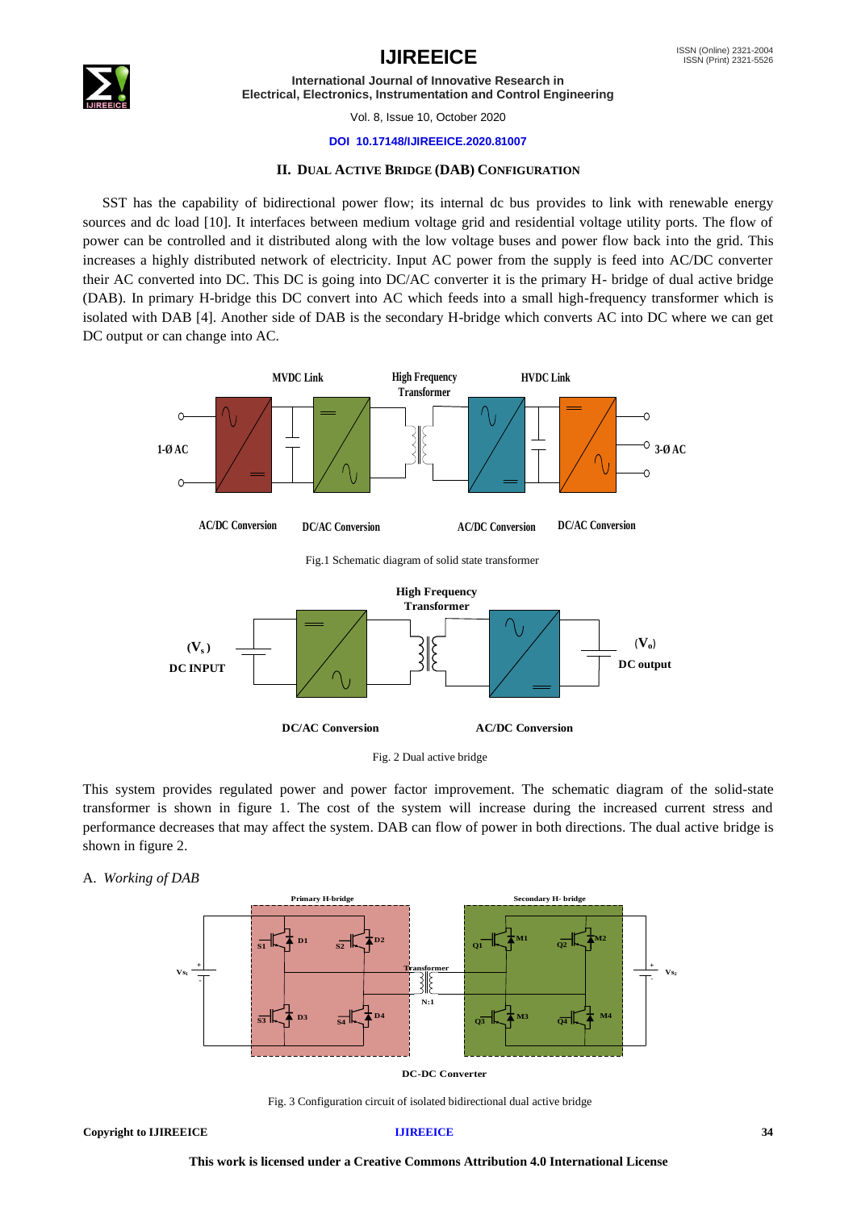## II. Dual Active Bridge (DAB) Configuration

SST has the capability of bidirectional power flow; its internal dc bus provides to link with renewable energy sources and dc load [10]. It interfaces between medium voltage grid and residential voltage utility ports. The flow of power can be controlled and it distributed along with the low voltage buses and power flow back into the grid. This increases a highly distributed network of electricity. Input AC power from the supply is feed into AC/DC converter their AC converted into DC. This DC is going into DC/AC converter it is the primary H- bridge of dual active bridge (DAB). In primary H-bridge this DC convert into AC which feeds into a small high-frequency transformer which is isolated with DAB [4]. Another side of DAB is the secondary H-bridge which converts AC into DC where we can get DC output or can change into AC.

Fig.1 Schematic diagram of solid state transformer

Fig. 2 Dual active bridge

This system provides regulated power and power factor improvement. The schematic diagram of the solid-state transformer is shown in figure 1. The cost of the system will increase during the increased current stress and performance decreases that may affect the system. DAB can flow of power in both directions. The dual active bridge is shown in figure 2.

A. *Working of DAB*

Fig. 3 Configuration circuit of isolated bidirectional dual active bridge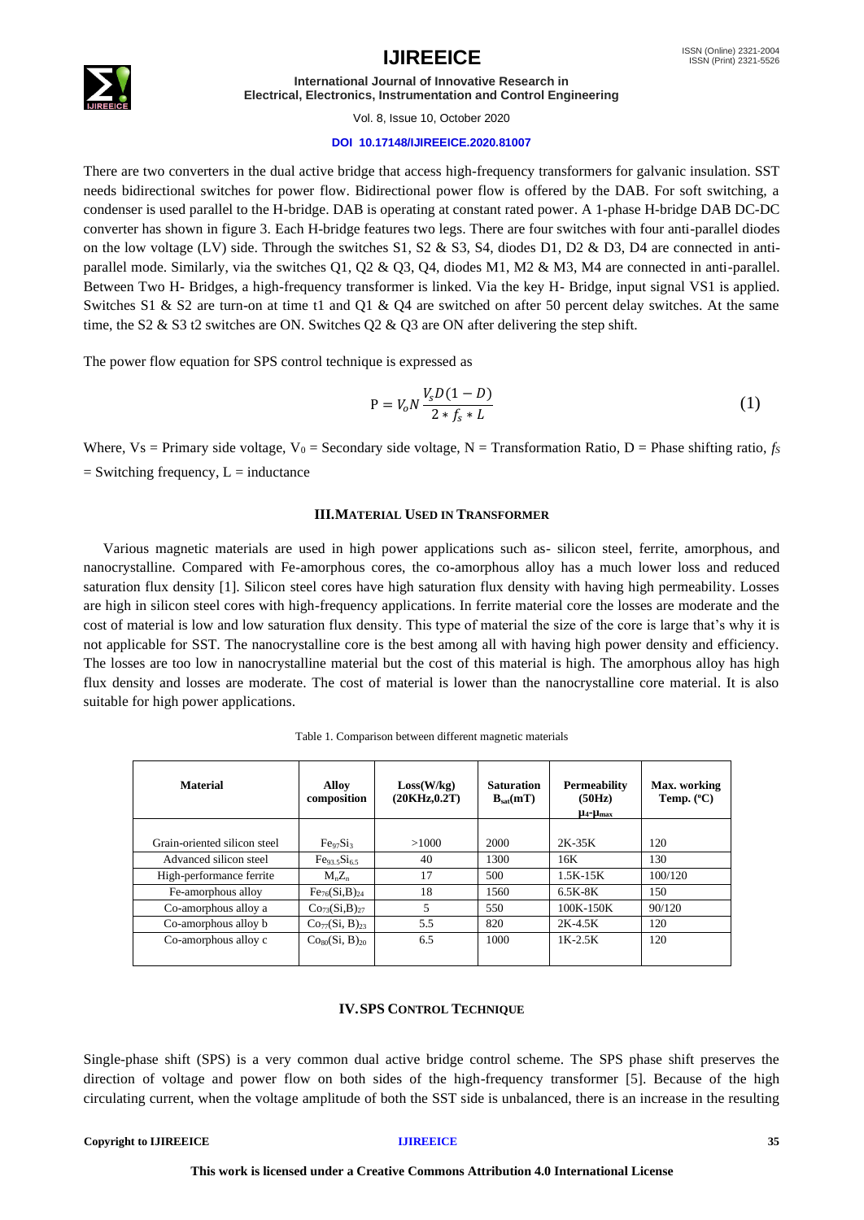There are two converters in the dual active bridge that access high-frequency transformers for galvanic insulation. SST needs bidirectional switches for power flow. Bidirectional power flow is offered by the DAB. For soft switching, a condenser is used parallel to the H-bridge. DAB is operating at constant rated power. A 1-phase H-bridge DAB DC-DC converter has shown in figure 3. Each H-bridge features two legs. There are four switches with four anti-parallel diodes on the low voltage (LV) side. Through the switches S1, S2 & S3, S4, diodes D1, D2 & D3, D4 are connected in anti-parallel mode. Similarly, via the switches Q1, Q2 & Q3, Q4, diodes M1, M2 & M3, M4 are connected in anti-parallel. Between Two H- Bridges, a high-frequency transformer is linked. Via the key H- Bridge, input signal VS1 is applied. Switches S1 & S2 are turn-on at time t1 and Q1 & Q4 are switched on after 50 percent delay switches. At the same time, the S2 & S3 t2 switches are ON. Switches Q2 & Q3 are ON after delivering the step shift.

The power flow equation for SPS control technique is expressed as

$$\mathrm{P} = V_o N \frac{V_s D(1-D)}{2 * f_s * L} \tag{1}$$

Where, Vs = Primary side voltage, $V_0$ = Secondary side voltage, N = Transformation Ratio, D = Phase shifting ratio, $f_S$ = Switching frequency, L = inductance

## III. MATERIAL USED IN TRANSFORMER

Various magnetic materials are used in high power applications such as- silicon steel, ferrite, amorphous, and nanocrystalline. Compared with Fe-amorphous cores, the co-amorphous alloy has a much lower loss and reduced saturation flux density [1]. Silicon steel cores have high saturation flux density with having high permeability. Losses are high in silicon steel cores with high-frequency applications. In ferrite material core the losses are moderate and the cost of material is low and low saturation flux density. This type of material the size of the core is large that's why it is not applicable for SST. The nanocrystalline core is the best among all with having high power density and efficiency. The losses are too low in nanocrystalline material but the cost of this material is high. The amorphous alloy has high flux density and losses are moderate. The cost of material is lower than the nanocrystalline core material. It is also suitable for high power applications.

Table 1. Comparison between different magnetic materials

| Material | Alloy composition | Loss(W/kg) (20KHz,0.2T) | Saturation $B_{sat}$(mT) | Permeability (50Hz) $\mu_4$-$\mu_{max}$ | Max. working Temp. (ºC) |
|---|---|---|---|---|---|
| Grain-oriented silicon steel | $Fe_{97}Si_3$ | >1000 | 2000 | 2K-35K | 120 |
| Advanced silicon steel | $Fe_{93.5}Si_{6.5}$ | 40 | 1300 | 16K | 130 |
| High-performance ferrite | $M_nZ_n$ | 17 | 500 | 1.5K-15K | 100/120 |
| Fe-amorphous alloy | $Fe_{76}(Si,B)_{24}$ | 18 | 1560 | 6.5K-8K | 150 |
| Co-amorphous alloy a | $Co_{73}(Si,B)_{27}$ | 5 | 550 | 100K-150K | 90/120 |
| Co-amorphous alloy b | $Co_{77}(Si, B)_{23}$ | 5.5 | 820 | 2K-4.5K | 120 |
| Co-amorphous alloy c | $Co_{80}(Si, B)_{20}$ | 6.5 | 1000 | 1K-2.5K | 120 |

## IV. SPS CONTROL TECHNIQUE

Single-phase shift (SPS) is a very common dual active bridge control scheme. The SPS phase shift preserves the direction of voltage and power flow on both sides of the high-frequency transformer [5]. Because of the high circulating current, when the voltage amplitude of both the SST side is unbalanced, there is an increase in the resulting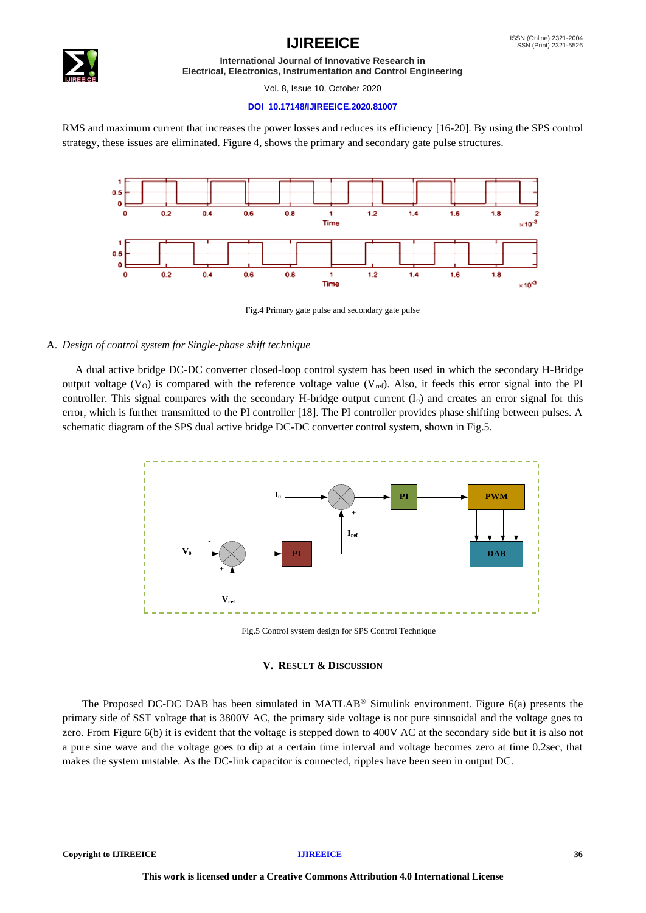RMS and maximum current that increases the power losses and reduces its efficiency [16-20]. By using the SPS control strategy, these issues are eliminated. Figure 4, shows the primary and secondary gate pulse structures.

Fig.4 Primary gate pulse and secondary gate pulse

A. *Design of control system for Single-phase shift technique*

A dual active bridge DC-DC converter closed-loop control system has been used in which the secondary H-Bridge output voltage ($V_O$) is compared with the reference voltage value ($V_{ref}$). Also, it feeds this error signal into the PI controller. This signal compares with the secondary H-bridge output current ($I_o$) and creates an error signal for this error, which is further transmitted to the PI controller [18]. The PI controller provides phase shifting between pulses. A schematic diagram of the SPS dual active bridge DC-DC converter control system, shown in Fig.5.

Fig.5 Control system design for SPS Control Technique

## V. RESULT & DISCUSSION

The Proposed DC-DC DAB has been simulated in MATLAB® Simulink environment. Figure 6(a) presents the primary side of SST voltage that is 3800V AC, the primary side voltage is not pure sinusoidal and the voltage goes to zero. From Figure 6(b) it is evident that the voltage is stepped down to 400V AC at the secondary side but it is also not a pure sine wave and the voltage goes to dip at a certain time interval and voltage becomes zero at time 0.2sec, that makes the system unstable. As the DC-link capacitor is connected, ripples have been seen in output DC.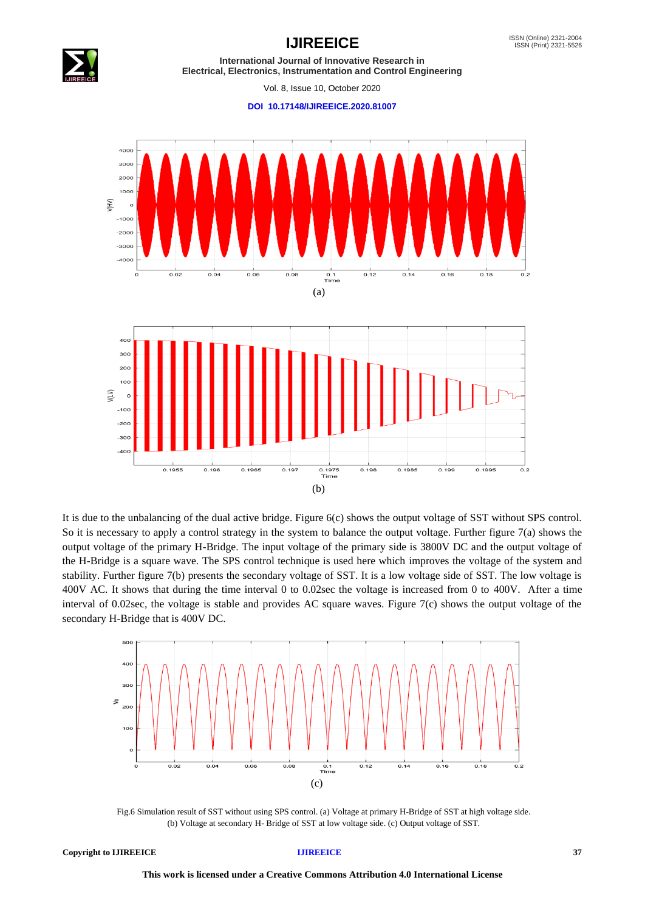(a)

(b)

It is due to the unbalancing of the dual active bridge. Figure 6(c) shows the output voltage of SST without SPS control. So it is necessary to apply a control strategy in the system to balance the output voltage. Further figure 7(a) shows the output voltage of the primary H-Bridge. The input voltage of the primary side is 3800V DC and the output voltage of the H-Bridge is a square wave. The SPS control technique is used here which improves the voltage of the system and stability. Further figure 7(b) presents the secondary voltage of SST. It is a low voltage side of SST. The low voltage is 400V AC. It shows that during the time interval 0 to 0.02sec the voltage is increased from 0 to 400V. After a time interval of 0.02sec, the voltage is stable and provides AC square waves. Figure 7(c) shows the output voltage of the secondary H-Bridge that is 400V DC.

(c)

Fig.6 Simulation result of SST without using SPS control. (a) Voltage at primary H-Bridge of SST at high voltage side. (b) Voltage at secondary H- Bridge of SST at low voltage side. (c) Output voltage of SST.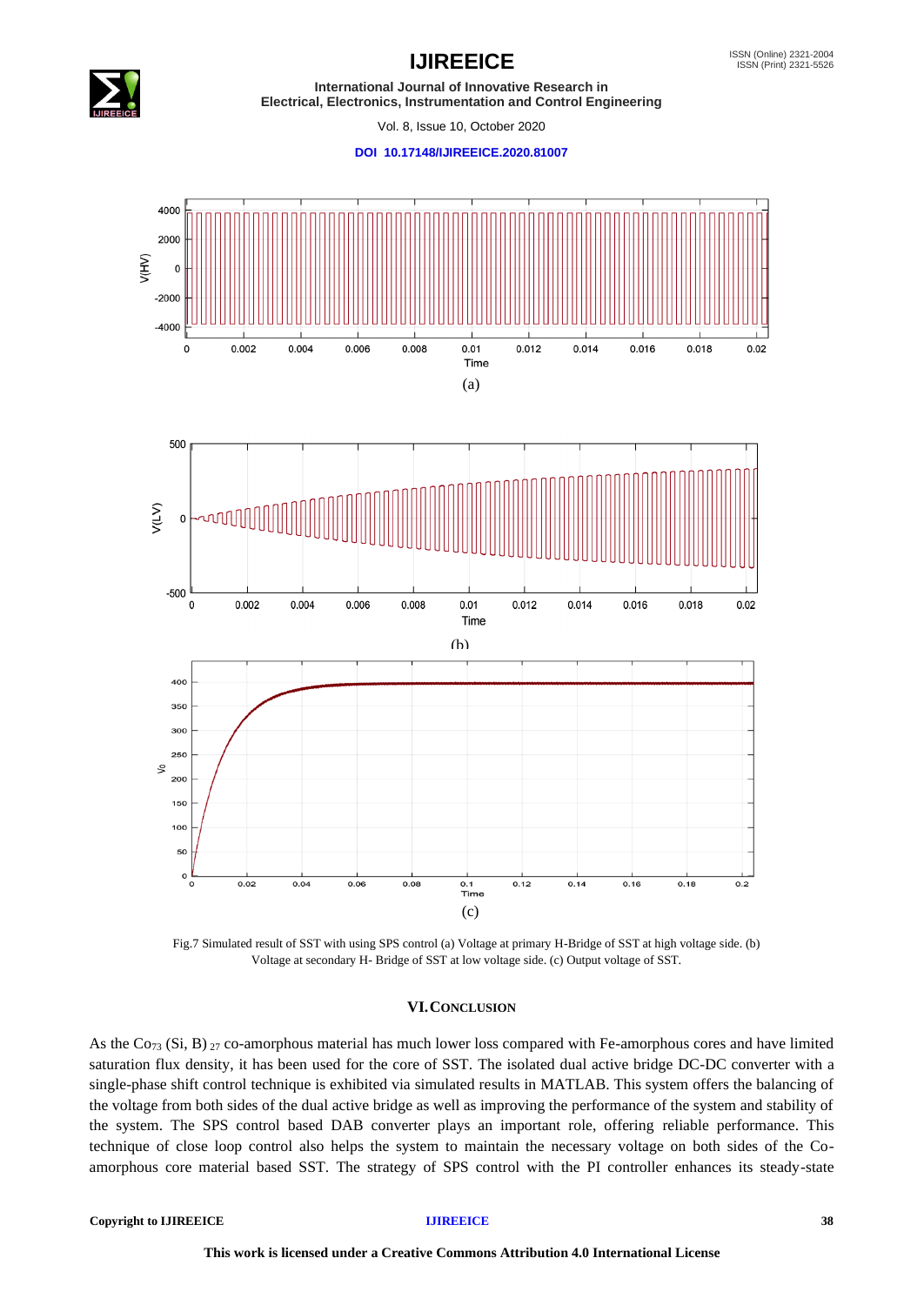Fig.7 Simulated result of SST with using SPS control (a) Voltage at primary H-Bridge of SST at high voltage side. (b) Voltage at secondary H- Bridge of SST at low voltage side. (c) Output voltage of SST.

## VI. CONCLUSION

As the $Co_{73}$ (Si, B) $_{27}$ co-amorphous material has much lower loss compared with Fe-amorphous cores and have limited saturation flux density, it has been used for the core of SST. The isolated dual active bridge DC-DC converter with a single-phase shift control technique is exhibited via simulated results in MATLAB. This system offers the balancing of the voltage from both sides of the dual active bridge as well as improving the performance of the system and stability of the system. The SPS control based DAB converter plays an important role, offering reliable performance. This technique of close loop control also helps the system to maintain the necessary voltage on both sides of the Co-amorphous core material based SST. The strategy of SPS control with the PI controller enhances its steady-state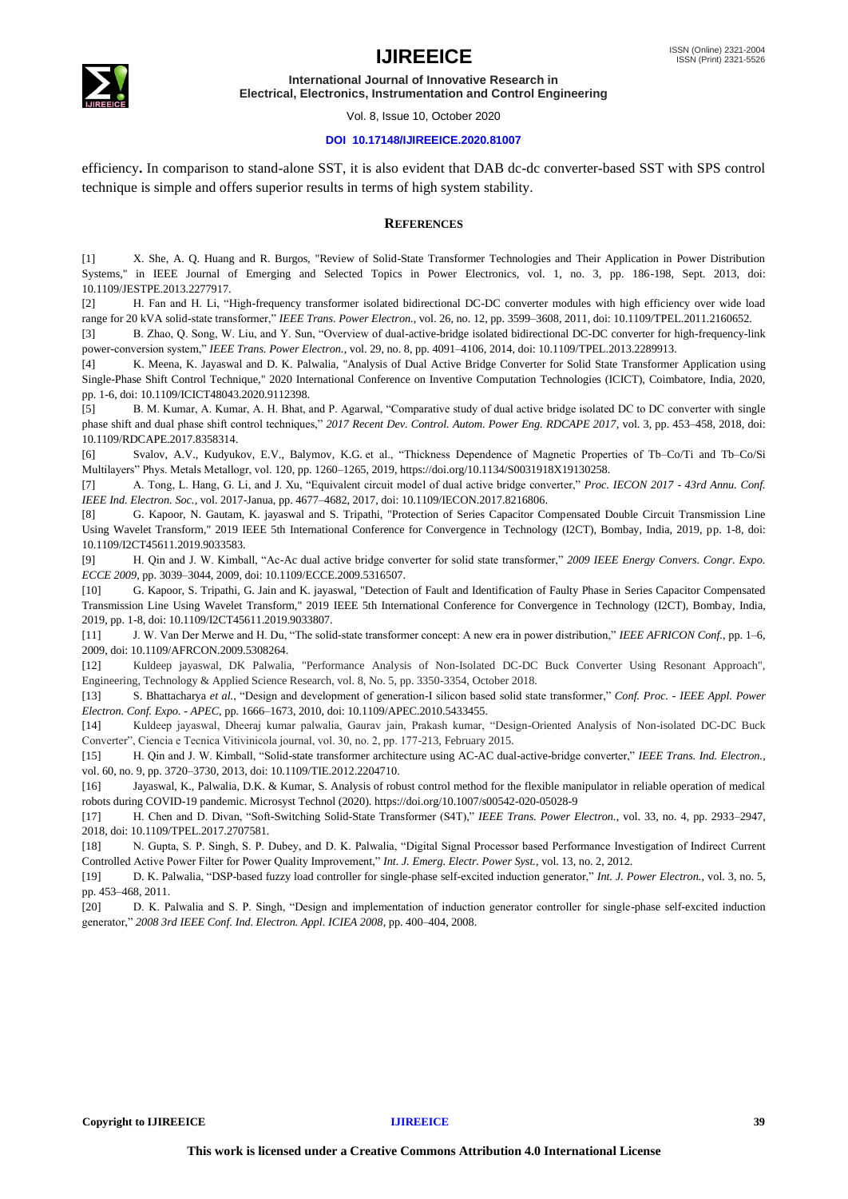efficiency**.** In comparison to stand-alone SST, it is also evident that DAB dc-dc converter-based SST with SPS control technique is simple and offers superior results in terms of high system stability.

## REFERENCES

[1] X. She, A. Q. Huang and R. Burgos, "Review of Solid-State Transformer Technologies and Their Application in Power Distribution Systems," in IEEE Journal of Emerging and Selected Topics in Power Electronics, vol. 1, no. 3, pp. 186-198, Sept. 2013, doi: 10.1109/JESTPE.2013.2277917.

[2] H. Fan and H. Li, "High-frequency transformer isolated bidirectional DC-DC converter modules with high efficiency over wide load range for 20 kVA solid-state transformer," *IEEE Trans. Power Electron.*, vol. 26, no. 12, pp. 3599–3608, 2011, doi: 10.1109/TPEL.2011.2160652.

[3] B. Zhao, Q. Song, W. Liu, and Y. Sun, "Overview of dual-active-bridge isolated bidirectional DC-DC converter for high-frequency-link power-conversion system," *IEEE Trans. Power Electron.*, vol. 29, no. 8, pp. 4091–4106, 2014, doi: 10.1109/TPEL.2013.2289913.

[4] K. Meena, K. Jayaswal and D. K. Palwalia, "Analysis of Dual Active Bridge Converter for Solid State Transformer Application using Single-Phase Shift Control Technique," 2020 International Conference on Inventive Computation Technologies (ICICT), Coimbatore, India, 2020, pp. 1-6, doi: 10.1109/ICICT48043.2020.9112398.

[5] B. M. Kumar, A. Kumar, A. H. Bhat, and P. Agarwal, "Comparative study of dual active bridge isolated DC to DC converter with single phase shift and dual phase shift control techniques," *2017 Recent Dev. Control. Autom. Power Eng. RDCAPE 2017*, vol. 3, pp. 453–458, 2018, doi: 10.1109/RDCAPE.2017.8358314.

[6] Svalov, A.V., Kudyukov, E.V., Balymov, K.G. et al., "Thickness Dependence of Magnetic Properties of Tb–Co/Ti and Tb–Co/Si Multilayers" Phys. Metals Metallogr, vol. 120, pp. 1260–1265, 2019, https://doi.org/10.1134/S0031918X19130258.

[7] A. Tong, L. Hang, G. Li, and J. Xu, "Equivalent circuit model of dual active bridge converter," *Proc. IECON 2017 - 43rd Annu. Conf. IEEE Ind. Electron. Soc.*, vol. 2017-Janua, pp. 4677–4682, 2017, doi: 10.1109/IECON.2017.8216806.

[8] G. Kapoor, N. Gautam, K. jayaswal and S. Tripathi, "Protection of Series Capacitor Compensated Double Circuit Transmission Line Using Wavelet Transform," 2019 IEEE 5th International Conference for Convergence in Technology (I2CT), Bombay, India, 2019, pp. 1-8, doi: 10.1109/I2CT45611.2019.9033583.

[9] H. Qin and J. W. Kimball, "Ac-Ac dual active bridge converter for solid state transformer," *2009 IEEE Energy Convers. Congr. Expo. ECCE 2009*, pp. 3039–3044, 2009, doi: 10.1109/ECCE.2009.5316507.

[10] G. Kapoor, S. Tripathi, G. Jain and K. jayaswal, "Detection of Fault and Identification of Faulty Phase in Series Capacitor Compensated Transmission Line Using Wavelet Transform," 2019 IEEE 5th International Conference for Convergence in Technology (I2CT), Bombay, India, 2019, pp. 1-8, doi: 10.1109/I2CT45611.2019.9033807.

[11] J. W. Van Der Merwe and H. Du, "The solid-state transformer concept: A new era in power distribution," *IEEE AFRICON Conf.*, pp. 1–6, 2009, doi: 10.1109/AFRCON.2009.5308264.

[12] Kuldeep jayaswal, DK Palwalia, "Performance Analysis of Non-Isolated DC-DC Buck Converter Using Resonant Approach", Engineering, Technology & Applied Science Research, vol. 8, No. 5, pp. 3350-3354, October 2018.

[13] S. Bhattacharya *et al.*, "Design and development of generation-I silicon based solid state transformer," *Conf. Proc. - IEEE Appl. Power Electron. Conf. Expo. - APEC*, pp. 1666–1673, 2010, doi: 10.1109/APEC.2010.5433455.

[14] Kuldeep jayaswal, Dheeraj kumar palwalia, Gaurav jain, Prakash kumar, "Design-Oriented Analysis of Non-isolated DC-DC Buck Converter", Ciencia e Tecnica Vitivinicola journal, vol. 30, no. 2, pp. 177-213, February 2015.

[15] H. Qin and J. W. Kimball, "Solid-state transformer architecture using AC-AC dual-active-bridge converter," *IEEE Trans. Ind. Electron.*, vol. 60, no. 9, pp. 3720–3730, 2013, doi: 10.1109/TIE.2012.2204710.

[16] Jayaswal, K., Palwalia, D.K. & Kumar, S. Analysis of robust control method for the flexible manipulator in reliable operation of medical robots during COVID-19 pandemic. Microsyst Technol (2020). https://doi.org/10.1007/s00542-020-05028-9

[17] H. Chen and D. Divan, "Soft-Switching Solid-State Transformer (S4T)," *IEEE Trans. Power Electron.*, vol. 33, no. 4, pp. 2933–2947, 2018, doi: 10.1109/TPEL.2017.2707581.

[18] N. Gupta, S. P. Singh, S. P. Dubey, and D. K. Palwalia, "Digital Signal Processor based Performance Investigation of Indirect Current Controlled Active Power Filter for Power Quality Improvement," *Int. J. Emerg. Electr. Power Syst.*, vol. 13, no. 2, 2012.

[19] D. K. Palwalia, "DSP-based fuzzy load controller for single-phase self-excited induction generator," *Int. J. Power Electron.*, vol. 3, no. 5, pp. 453–468, 2011.

[20] D. K. Palwalia and S. P. Singh, "Design and implementation of induction generator controller for single-phase self-excited induction generator," *2008 3rd IEEE Conf. Ind. Electron. Appl. ICIEA 2008*, pp. 400–404, 2008.